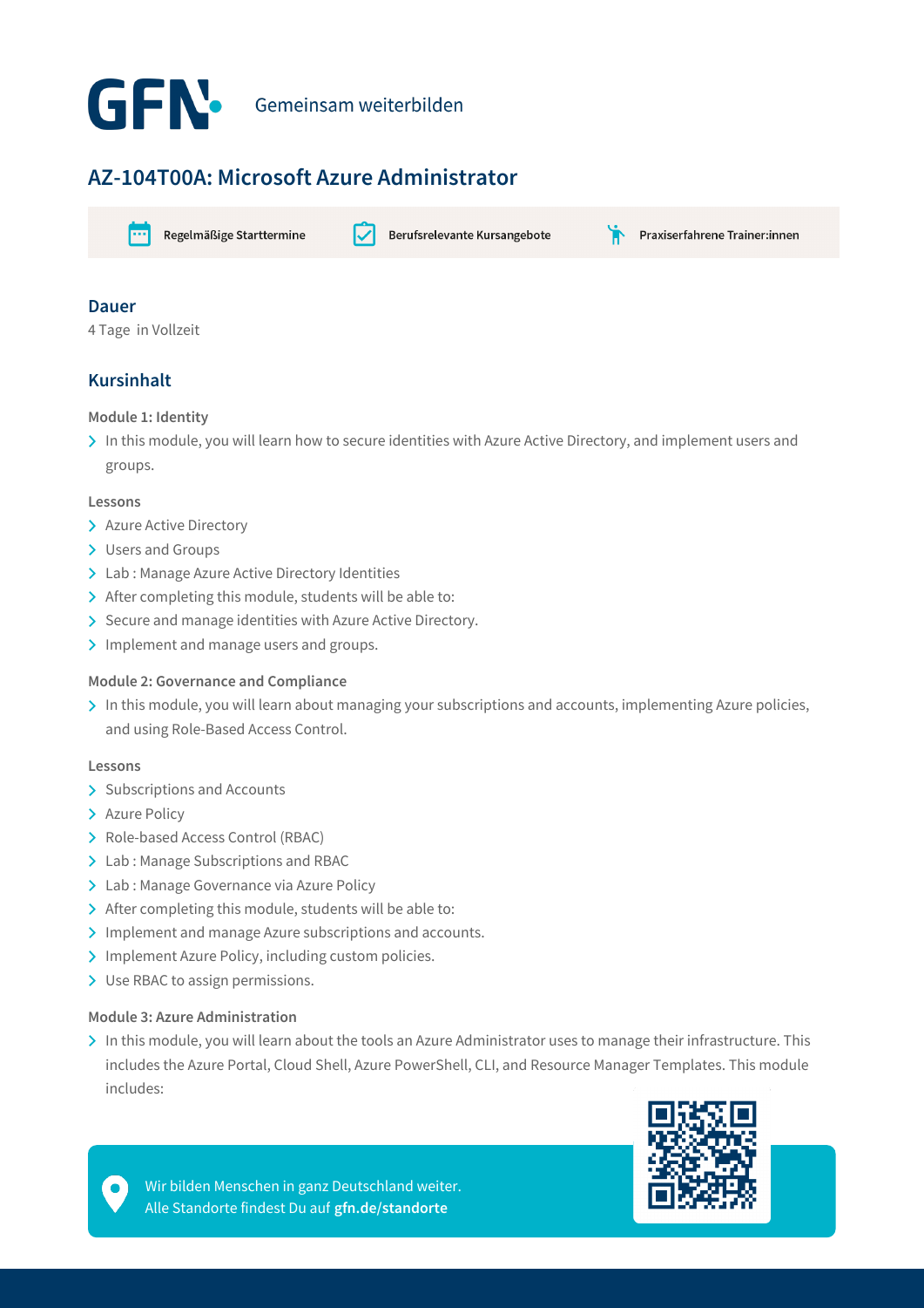GFN Gemeinsam weiterbilden

# AZ-104T00A: Microsoft Azure Administrator

Regelmäßige Starttermine | Berufsrelevante Kursangebote | Praxiserfahrene Trainer:innen

## Dauer

4 Tage in Vollzeit

## Kursinhalt

### Module 1: Identity

- In this module, you will learn how to secure identities with Azure Active Directory, and implement users and groups.

#### Lessons

- Azure Active Directory
- Users and Groups
- Lab : Manage Azure Active Directory Identities
- After completing this module, students will be able to:
- Secure and manage identities with Azure Active Directory.
- Implement and manage users and groups.

### Module 2: Governance and Compliance

- In this module, you will learn about managing your subscriptions and accounts, implementing Azure policies, and using Role-Based Access Control.

#### Lessons

- Subscriptions and Accounts
- Azure Policy
- Role-based Access Control (RBAC)
- Lab : Manage Subscriptions and RBAC
- Lab : Manage Governance via Azure Policy
- After completing this module, students will be able to:
- Implement and manage Azure subscriptions and accounts.
- Implement Azure Policy, including custom policies.
- Use RBAC to assign permissions.

### Module 3: Azure Administration

- In this module, you will learn about the tools an Azure Administrator uses to manage their infrastructure. This includes the Azure Portal, Cloud Shell, Azure PowerShell, CLI, and Resource Manager Templates. This module includes:

Wir bilden Menschen in ganz Deutschland weiter.
Alle Standorte findest Du auf **gfn.de/standorte**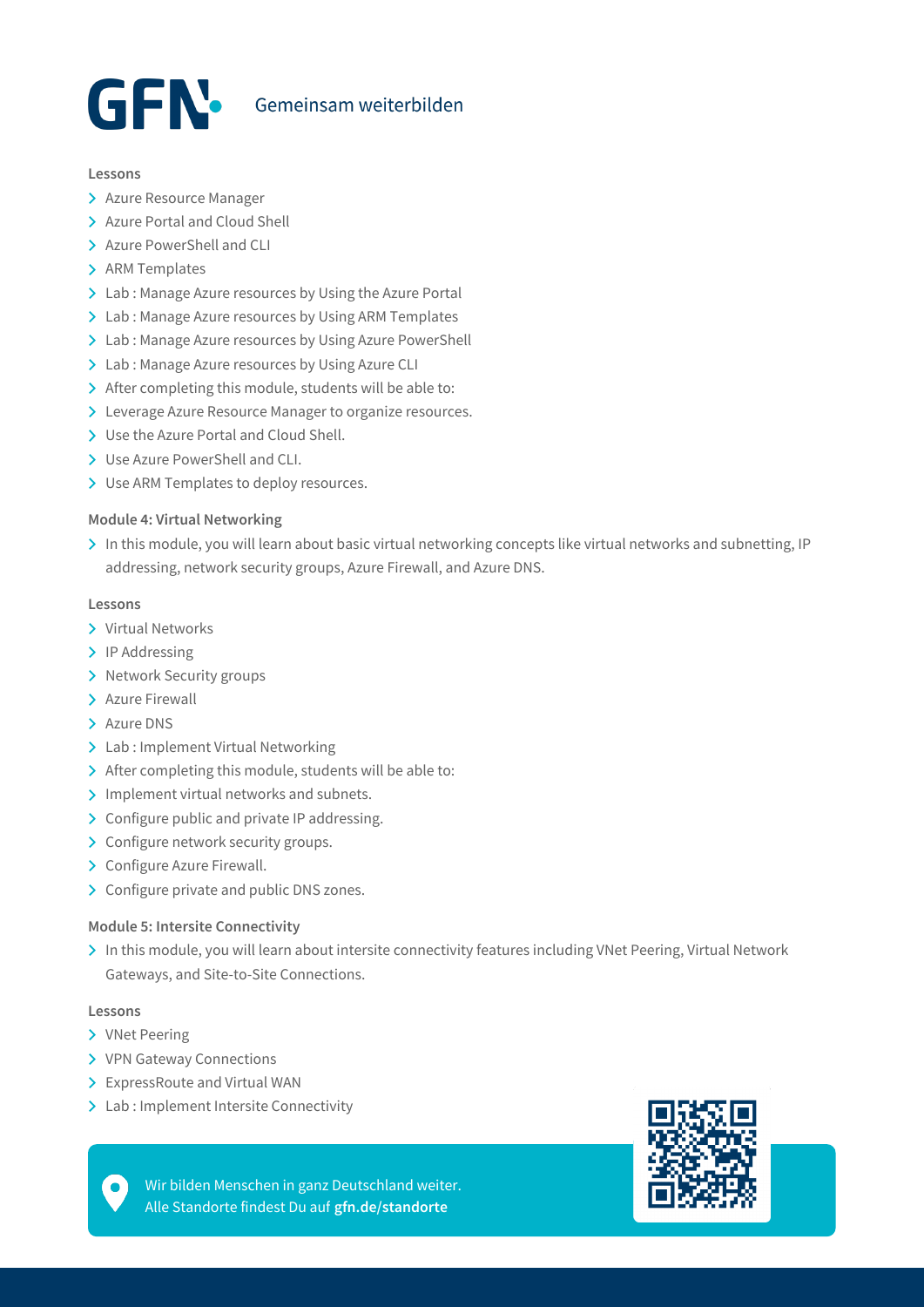#### Lessons

- Azure Resource Manager
- Azure Portal and Cloud Shell
- Azure PowerShell and CLI
- ARM Templates
- Lab : Manage Azure resources by Using the Azure Portal
- Lab : Manage Azure resources by Using ARM Templates
- Lab : Manage Azure resources by Using Azure PowerShell
- Lab : Manage Azure resources by Using Azure CLI
- After completing this module, students will be able to:
- Leverage Azure Resource Manager to organize resources.
- Use the Azure Portal and Cloud Shell.
- Use Azure PowerShell and CLI.
- Use ARM Templates to deploy resources.

### Module 4: Virtual Networking

- In this module, you will learn about basic virtual networking concepts like virtual networks and subnetting, IP addressing, network security groups, Azure Firewall, and Azure DNS.

#### Lessons

- Virtual Networks
- IP Addressing
- Network Security groups
- Azure Firewall
- Azure DNS
- Lab : Implement Virtual Networking
- After completing this module, students will be able to:
- Implement virtual networks and subnets.
- Configure public and private IP addressing.
- Configure network security groups.
- Configure Azure Firewall.
- Configure private and public DNS zones.

### Module 5: Intersite Connectivity

- In this module, you will learn about intersite connectivity features including VNet Peering, Virtual Network Gateways, and Site-to-Site Connections.

#### Lessons

- VNet Peering
- VPN Gateway Connections
- ExpressRoute and Virtual WAN
- Lab : Implement Intersite Connectivity

Wir bilden Menschen in ganz Deutschland weiter.
Alle Standorte findest Du auf **gfn.de/standorte**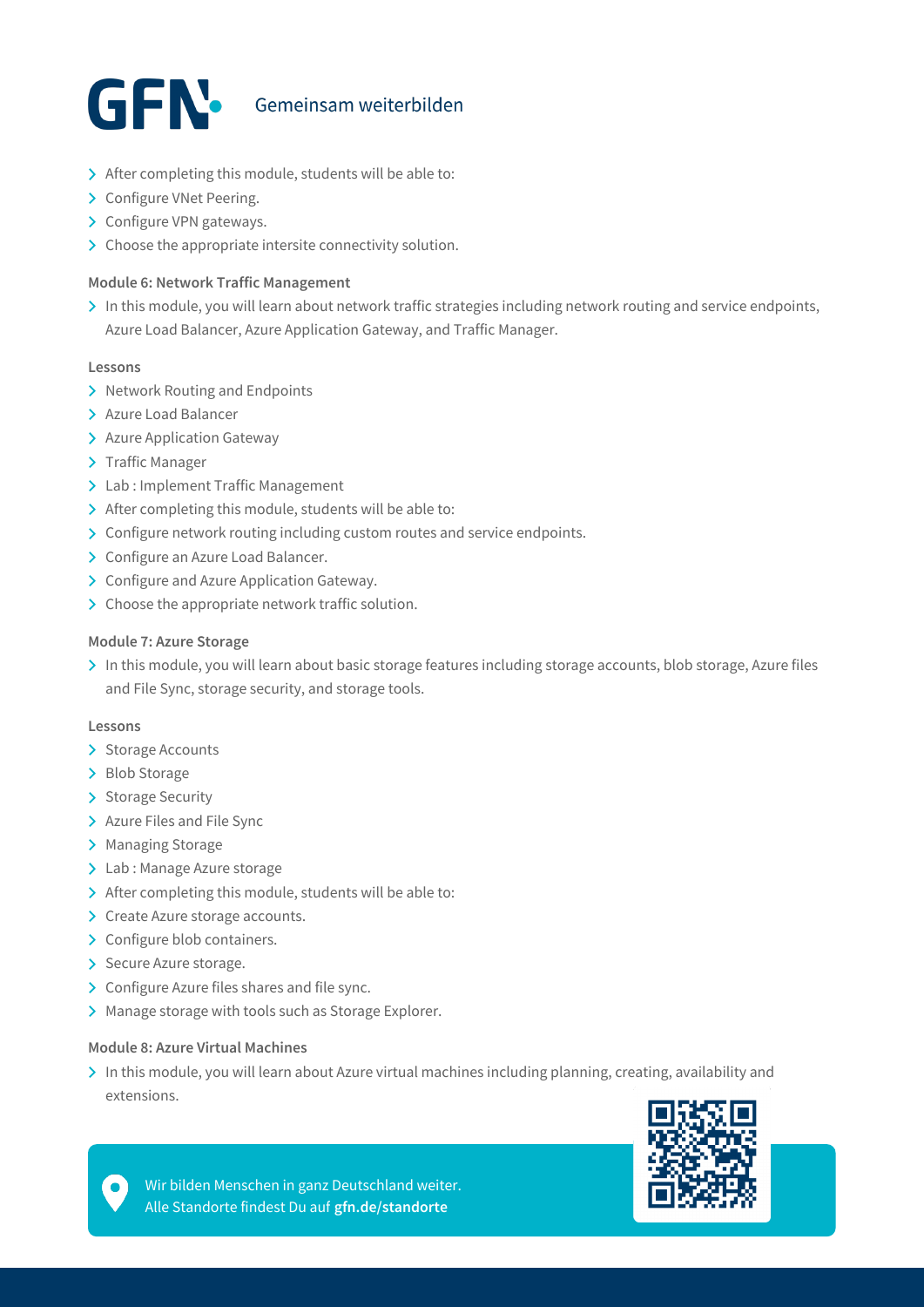- After completing this module, students will be able to:
- Configure VNet Peering.
- Configure VPN gateways.
- Choose the appropriate intersite connectivity solution.

**Module 6: Network Traffic Management**

- In this module, you will learn about network traffic strategies including network routing and service endpoints, Azure Load Balancer, Azure Application Gateway, and Traffic Manager.

**Lessons**

- Network Routing and Endpoints
- Azure Load Balancer
- Azure Application Gateway
- Traffic Manager
- Lab : Implement Traffic Management
- After completing this module, students will be able to:
- Configure network routing including custom routes and service endpoints.
- Configure an Azure Load Balancer.
- Configure and Azure Application Gateway.
- Choose the appropriate network traffic solution.

**Module 7: Azure Storage**

- In this module, you will learn about basic storage features including storage accounts, blob storage, Azure files and File Sync, storage security, and storage tools.

**Lessons**

- Storage Accounts
- Blob Storage
- Storage Security
- Azure Files and File Sync
- Managing Storage
- Lab : Manage Azure storage
- After completing this module, students will be able to:
- Create Azure storage accounts.
- Configure blob containers.
- Secure Azure storage.
- Configure Azure files shares and file sync.
- Manage storage with tools such as Storage Explorer.

**Module 8: Azure Virtual Machines**

- In this module, you will learn about Azure virtual machines including planning, creating, availability and extensions.

Wir bilden Menschen in ganz Deutschland weiter.
Alle Standorte findest Du auf **gfn.de/standorte**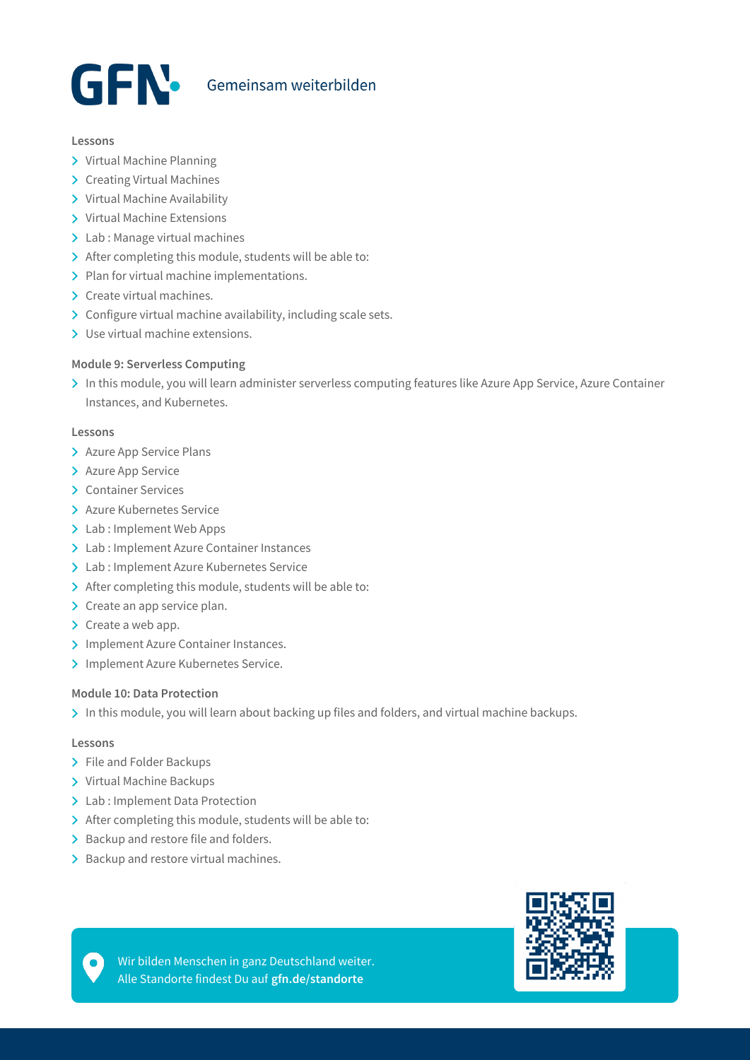**Lessons**

- Virtual Machine Planning
- Creating Virtual Machines
- Virtual Machine Availability
- Virtual Machine Extensions
- Lab : Manage virtual machines
- After completing this module, students will be able to:
- Plan for virtual machine implementations.
- Create virtual machines.
- Configure virtual machine availability, including scale sets.
- Use virtual machine extensions.

**Module 9: Serverless Computing**

- In this module, you will learn administer serverless computing features like Azure App Service, Azure Container Instances, and Kubernetes.

**Lessons**

- Azure App Service Plans
- Azure App Service
- Container Services
- Azure Kubernetes Service
- Lab : Implement Web Apps
- Lab : Implement Azure Container Instances
- Lab : Implement Azure Kubernetes Service
- After completing this module, students will be able to:
- Create an app service plan.
- Create a web app.
- Implement Azure Container Instances.
- Implement Azure Kubernetes Service.

**Module 10: Data Protection**

- In this module, you will learn about backing up files and folders, and virtual machine backups.

**Lessons**

- File and Folder Backups
- Virtual Machine Backups
- Lab : Implement Data Protection
- After completing this module, students will be able to:
- Backup and restore file and folders.
- Backup and restore virtual machines.

Wir bilden Menschen in ganz Deutschland weiter.
Alle Standorte findest Du auf **gfn.de/standorte**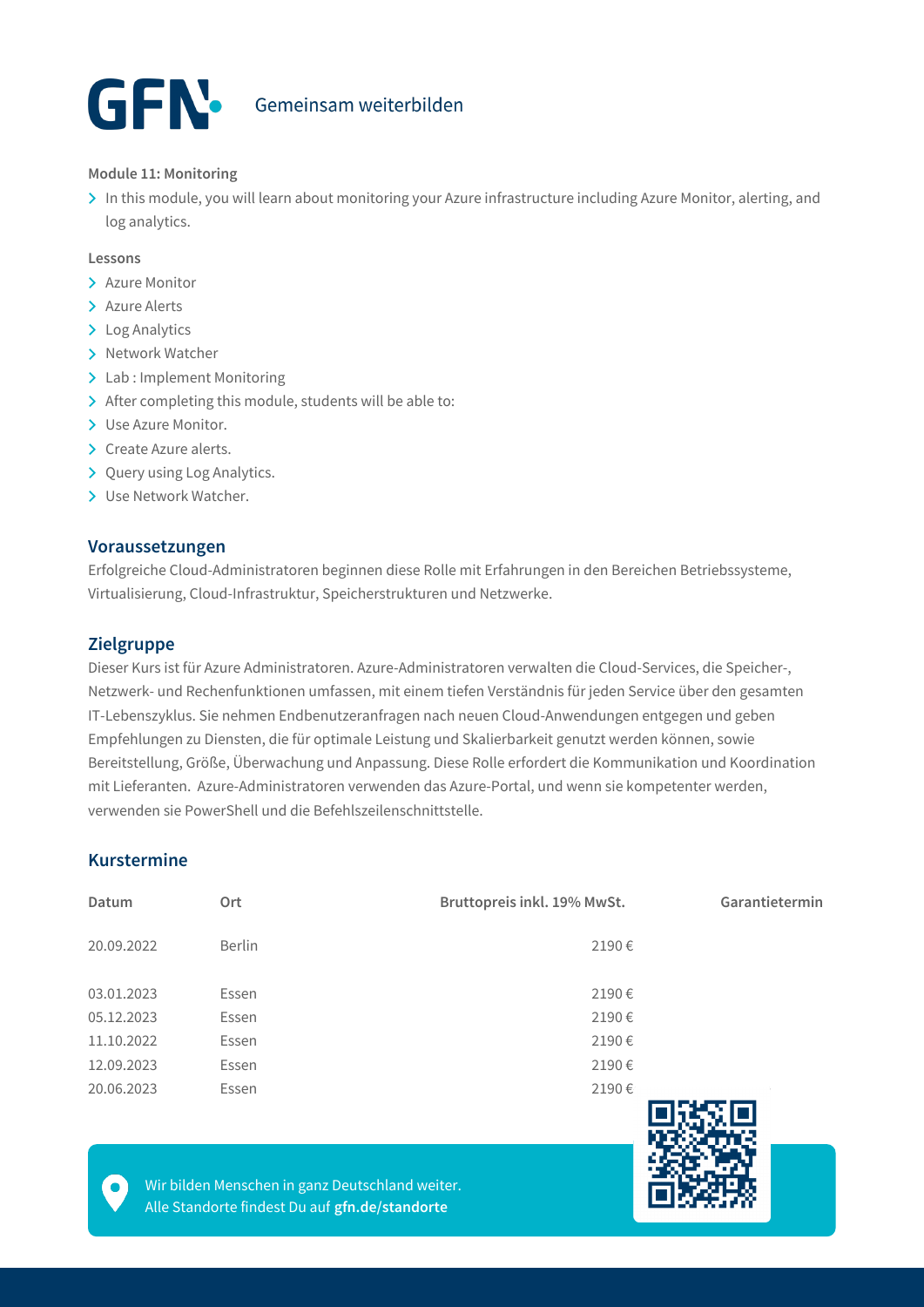**Module 11: Monitoring**

- In this module, you will learn about monitoring your Azure infrastructure including Azure Monitor, alerting, and log analytics.

**Lessons**

- Azure Monitor
- Azure Alerts
- Log Analytics
- Network Watcher
- Lab : Implement Monitoring
- After completing this module, students will be able to:
- Use Azure Monitor.
- Create Azure alerts.
- Query using Log Analytics.
- Use Network Watcher.

## Voraussetzungen

Erfolgreiche Cloud-Administratoren beginnen diese Rolle mit Erfahrungen in den Bereichen Betriebssysteme, Virtualisierung, Cloud-Infrastruktur, Speicherstrukturen und Netzwerke.

## Zielgruppe

Dieser Kurs ist für Azure Administratoren. Azure-Administratoren verwalten die Cloud-Services, die Speicher-, Netzwerk- und Rechenfunktionen umfassen, mit einem tiefen Verständnis für jeden Service über den gesamten IT-Lebenszyklus. Sie nehmen Endbenutzeranfragen nach neuen Cloud-Anwendungen entgegen und geben Empfehlungen zu Diensten, die für optimale Leistung und Skalierbarkeit genutzt werden können, sowie Bereitstellung, Größe, Überwachung und Anpassung. Diese Rolle erfordert die Kommunikation und Koordination mit Lieferanten. Azure-Administratoren verwenden das Azure-Portal, und wenn sie kompetenter werden, verwenden sie PowerShell und die Befehlszeilenschnittstelle.

## Kurstermine

| Datum | Ort | Bruttopreis inkl. 19% MwSt. | Garantietermin |
|---|---|---|---|
| 20.09.2022 | Berlin | 2190 € | |
| 03.01.2023 | Essen | 2190 € | |
| 05.12.2023 | Essen | 2190 € | |
| 11.10.2022 | Essen | 2190 € | |
| 12.09.2023 | Essen | 2190 € | |
| 20.06.2023 | Essen | 2190 € | |

Wir bilden Menschen in ganz Deutschland weiter.
Alle Standorte findest Du auf **gfn.de/standorte**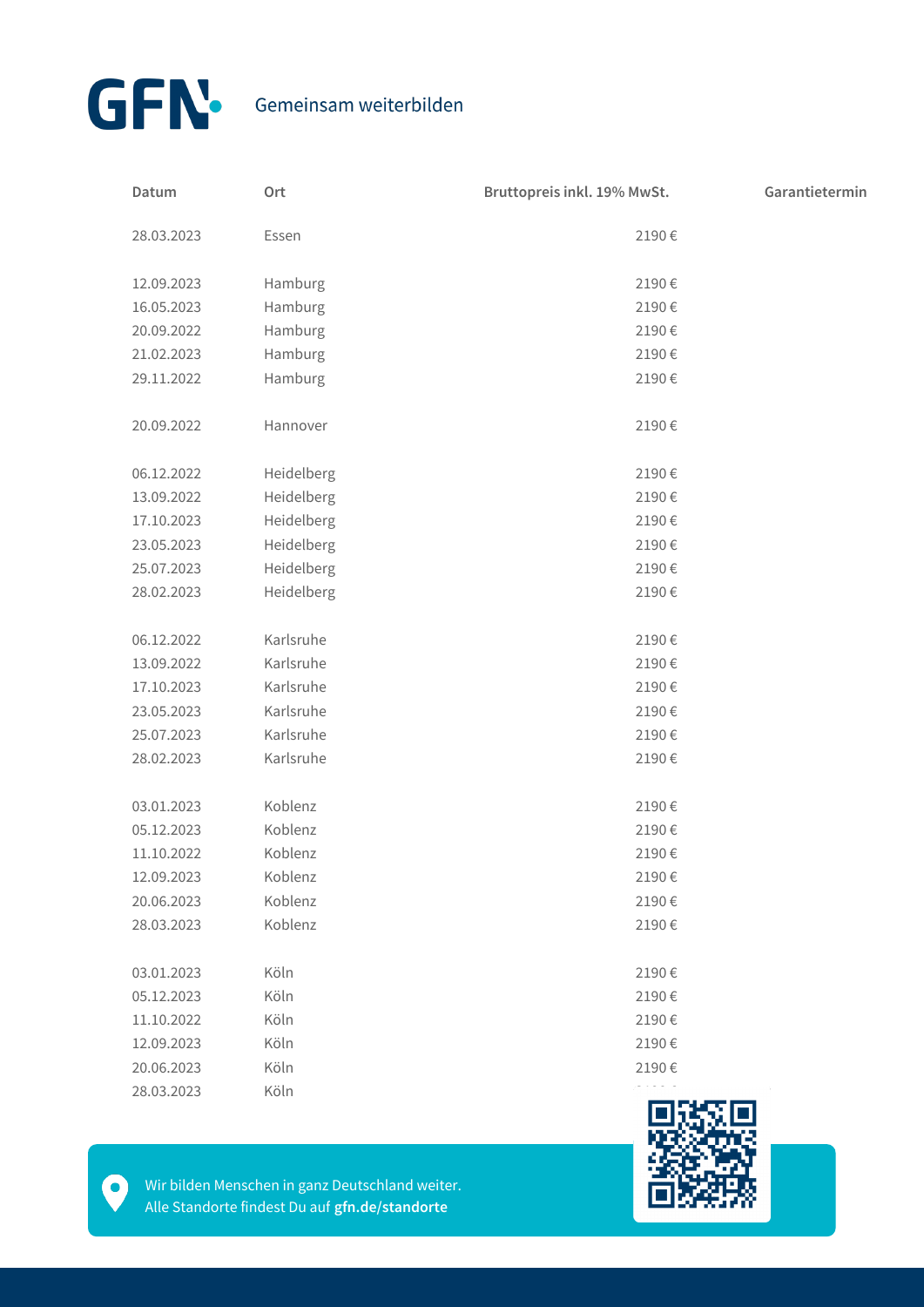| Datum | Ort | Bruttopreis inkl. 19% MwSt. | Garantietermin |
|---|---|---|---|
| 28.03.2023 | Essen | 2190 € | |
| 12.09.2023 | Hamburg | 2190 € | |
| 16.05.2023 | Hamburg | 2190 € | |
| 20.09.2022 | Hamburg | 2190 € | |
| 21.02.2023 | Hamburg | 2190 € | |
| 29.11.2022 | Hamburg | 2190 € | |
| 20.09.2022 | Hannover | 2190 € | |
| 06.12.2022 | Heidelberg | 2190 € | |
| 13.09.2022 | Heidelberg | 2190 € | |
| 17.10.2023 | Heidelberg | 2190 € | |
| 23.05.2023 | Heidelberg | 2190 € | |
| 25.07.2023 | Heidelberg | 2190 € | |
| 28.02.2023 | Heidelberg | 2190 € | |
| 06.12.2022 | Karlsruhe | 2190 € | |
| 13.09.2022 | Karlsruhe | 2190 € | |
| 17.10.2023 | Karlsruhe | 2190 € | |
| 23.05.2023 | Karlsruhe | 2190 € | |
| 25.07.2023 | Karlsruhe | 2190 € | |
| 28.02.2023 | Karlsruhe | 2190 € | |
| 03.01.2023 | Koblenz | 2190 € | |
| 05.12.2023 | Koblenz | 2190 € | |
| 11.10.2022 | Koblenz | 2190 € | |
| 12.09.2023 | Koblenz | 2190 € | |
| 20.06.2023 | Koblenz | 2190 € | |
| 28.03.2023 | Koblenz | 2190 € | |
| 03.01.2023 | Köln | 2190 € | |
| 05.12.2023 | Köln | 2190 € | |
| 11.10.2022 | Köln | 2190 € | |
| 12.09.2023 | Köln | 2190 € | |
| 20.06.2023 | Köln | 2190 € | |
| 28.03.2023 | Köln | 2190 € | |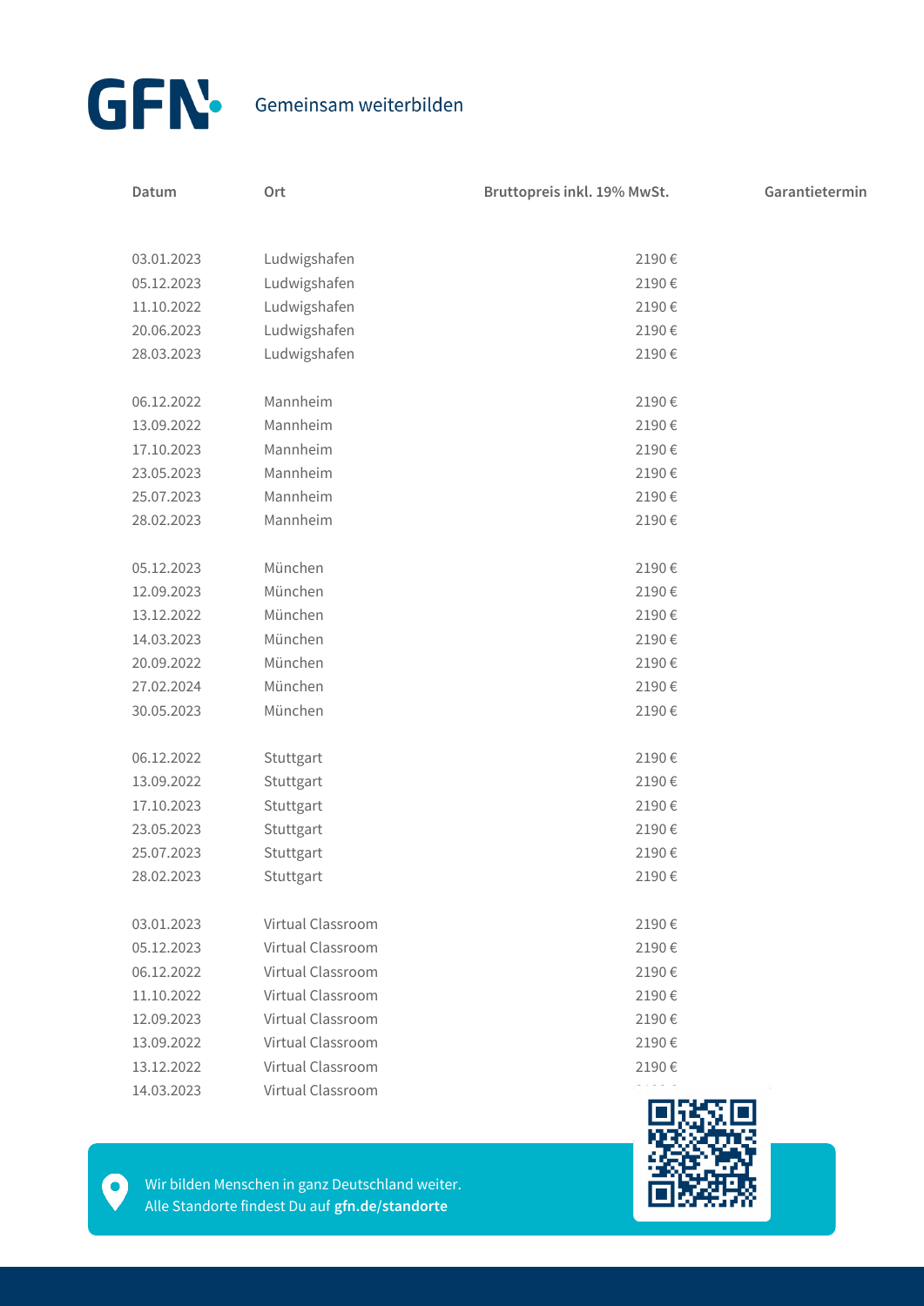GFN Gemeinsam weiterbilden

| Datum | Ort | Bruttopreis inkl. 19% MwSt. | Garantietermin |
|---|---|---|---|
| 03.01.2023 | Ludwigshafen | 2190 € | |
| 05.12.2023 | Ludwigshafen | 2190 € | |
| 11.10.2022 | Ludwigshafen | 2190 € | |
| 20.06.2023 | Ludwigshafen | 2190 € | |
| 28.03.2023 | Ludwigshafen | 2190 € | |
| 06.12.2022 | Mannheim | 2190 € | |
| 13.09.2022 | Mannheim | 2190 € | |
| 17.10.2023 | Mannheim | 2190 € | |
| 23.05.2023 | Mannheim | 2190 € | |
| 25.07.2023 | Mannheim | 2190 € | |
| 28.02.2023 | Mannheim | 2190 € | |
| 05.12.2023 | München | 2190 € | |
| 12.09.2023 | München | 2190 € | |
| 13.12.2022 | München | 2190 € | |
| 14.03.2023 | München | 2190 € | |
| 20.09.2022 | München | 2190 € | |
| 27.02.2024 | München | 2190 € | |
| 30.05.2023 | München | 2190 € | |
| 06.12.2022 | Stuttgart | 2190 € | |
| 13.09.2022 | Stuttgart | 2190 € | |
| 17.10.2023 | Stuttgart | 2190 € | |
| 23.05.2023 | Stuttgart | 2190 € | |
| 25.07.2023 | Stuttgart | 2190 € | |
| 28.02.2023 | Stuttgart | 2190 € | |
| 03.01.2023 | Virtual Classroom | 2190 € | |
| 05.12.2023 | Virtual Classroom | 2190 € | |
| 06.12.2022 | Virtual Classroom | 2190 € | |
| 11.10.2022 | Virtual Classroom | 2190 € | |
| 12.09.2023 | Virtual Classroom | 2190 € | |
| 13.09.2022 | Virtual Classroom | 2190 € | |
| 13.12.2022 | Virtual Classroom | 2190 € | |
| 14.03.2023 | Virtual Classroom | 2190 € | |

Wir bilden Menschen in ganz Deutschland weiter.
Alle Standorte findest Du auf **gfn.de/standorte**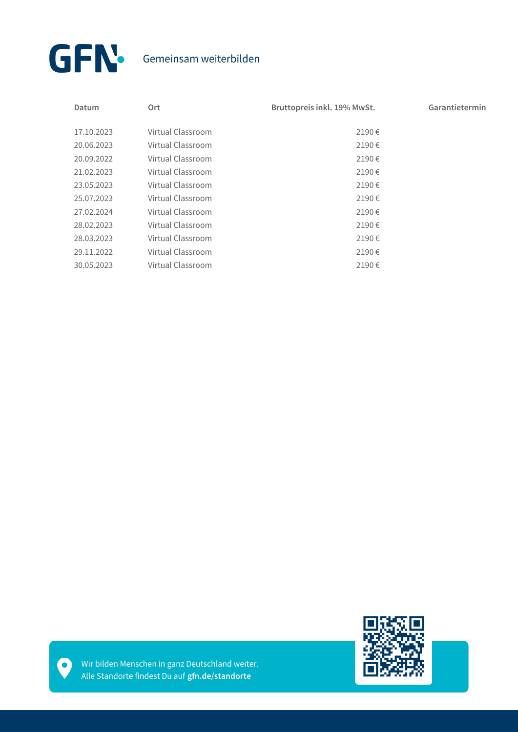GFN Gemeinsam weiterbilden

| Datum | Ort | Bruttopreis inkl. 19% MwSt. | Garantietermin |
|---|---|---|---|
| 17.10.2023 | Virtual Classroom | 2190 € | |
| 20.06.2023 | Virtual Classroom | 2190 € | |
| 20.09.2022 | Virtual Classroom | 2190 € | |
| 21.02.2023 | Virtual Classroom | 2190 € | |
| 23.05.2023 | Virtual Classroom | 2190 € | |
| 25.07.2023 | Virtual Classroom | 2190 € | |
| 27.02.2024 | Virtual Classroom | 2190 € | |
| 28.02.2023 | Virtual Classroom | 2190 € | |
| 28.03.2023 | Virtual Classroom | 2190 € | |
| 29.11.2022 | Virtual Classroom | 2190 € | |
| 30.05.2023 | Virtual Classroom | 2190 € | |

Wir bilden Menschen in ganz Deutschland weiter.
Alle Standorte findest Du auf **gfn.de/standorte**